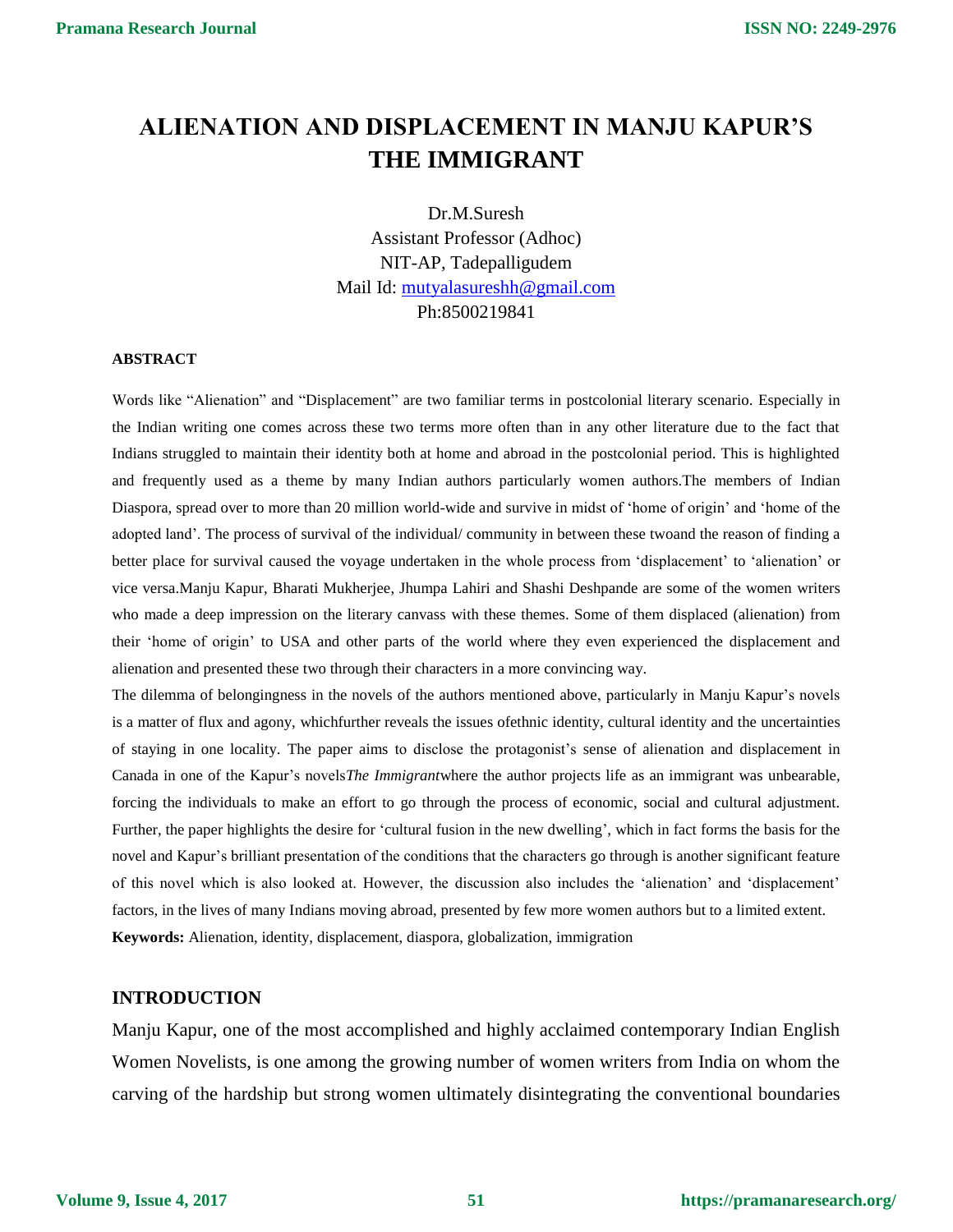# ALIENATION AND DISPLACEMENT IN MANJU KAPUR'S THE IMMIGRANT

Dr.M.Suresh
Assistant Professor (Adhoc)
NIT-AP, Tadepalligudem
Mail Id: mutyalasureshh@gmail.com
Ph:8500219841

### ABSTRACT

Words like "Alienation" and "Displacement" are two familiar terms in postcolonial literary scenario. Especially in the Indian writing one comes across these two terms more often than in any other literature due to the fact that Indians struggled to maintain their identity both at home and abroad in the postcolonial period. This is highlighted and frequently used as a theme by many Indian authors particularly women authors.The members of Indian Diaspora, spread over to more than 20 million world-wide and survive in midst of 'home of origin' and 'home of the adopted land'. The process of survival of the individual/ community in between these twoand the reason of finding a better place for survival caused the voyage undertaken in the whole process from 'displacement' to 'alienation' or vice versa.Manju Kapur, Bharati Mukherjee, Jhumpa Lahiri and Shashi Deshpande are some of the women writers who made a deep impression on the literary canvass with these themes. Some of them displaced (alienation) from their 'home of origin' to USA and other parts of the world where they even experienced the displacement and alienation and presented these two through their characters in a more convincing way.

The dilemma of belongingness in the novels of the authors mentioned above, particularly in Manju Kapur's novels is a matter of flux and agony, whichfurther reveals the issues ofethnic identity, cultural identity and the uncertainties of staying in one locality. The paper aims to disclose the protagonist's sense of alienation and displacement in Canada in one of the Kapur's novels*The Immigrant*where the author projects life as an immigrant was unbearable, forcing the individuals to make an effort to go through the process of economic, social and cultural adjustment. Further, the paper highlights the desire for 'cultural fusion in the new dwelling', which in fact forms the basis for the novel and Kapur's brilliant presentation of the conditions that the characters go through is another significant feature of this novel which is also looked at. However, the discussion also includes the 'alienation' and 'displacement' factors, in the lives of many Indians moving abroad, presented by few more women authors but to a limited extent.

**Keywords:** Alienation, identity, displacement, diaspora, globalization, immigration

## INTRODUCTION

Manju Kapur, one of the most accomplished and highly acclaimed contemporary Indian English Women Novelists, is one among the growing number of women writers from India on whom the carving of the hardship but strong women ultimately disintegrating the conventional boundaries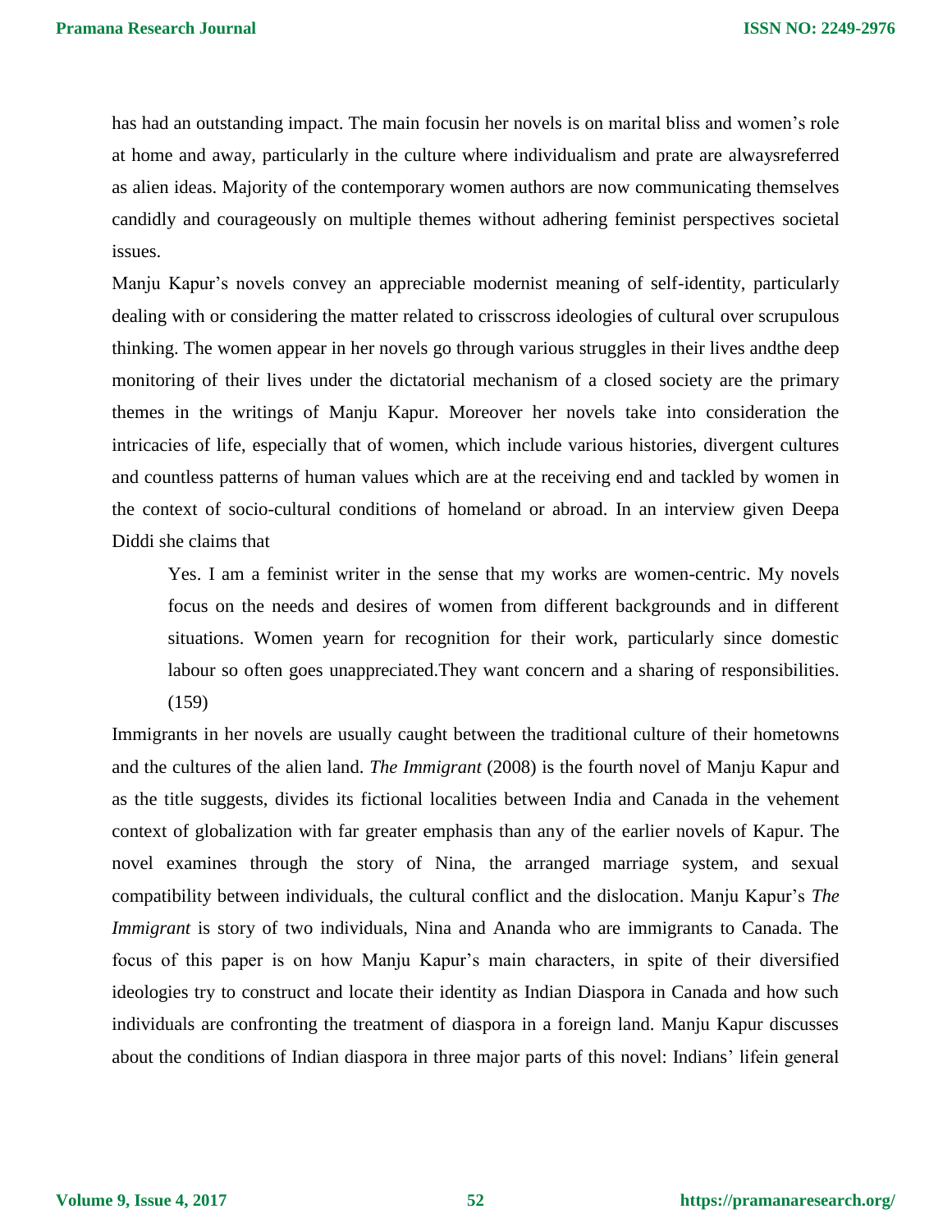has had an outstanding impact. The main focusin her novels is on marital bliss and women's role at home and away, particularly in the culture where individualism and prate are alwaysreferred as alien ideas. Majority of the contemporary women authors are now communicating themselves candidly and courageously on multiple themes without adhering feminist perspectives societal issues.

Manju Kapur's novels convey an appreciable modernist meaning of self-identity, particularly dealing with or considering the matter related to crisscross ideologies of cultural over scrupulous thinking. The women appear in her novels go through various struggles in their lives andthe deep monitoring of their lives under the dictatorial mechanism of a closed society are the primary themes in the writings of Manju Kapur. Moreover her novels take into consideration the intricacies of life, especially that of women, which include various histories, divergent cultures and countless patterns of human values which are at the receiving end and tackled by women in the context of socio-cultural conditions of homeland or abroad. In an interview given Deepa Diddi she claims that

> Yes. I am a feminist writer in the sense that my works are women-centric. My novels focus on the needs and desires of women from different backgrounds and in different situations. Women yearn for recognition for their work, particularly since domestic labour so often goes unappreciated.They want concern and a sharing of responsibilities. (159)

Immigrants in her novels are usually caught between the traditional culture of their hometowns and the cultures of the alien land. *The Immigrant* (2008) is the fourth novel of Manju Kapur and as the title suggests, divides its fictional localities between India and Canada in the vehement context of globalization with far greater emphasis than any of the earlier novels of Kapur. The novel examines through the story of Nina, the arranged marriage system, and sexual compatibility between individuals, the cultural conflict and the dislocation. Manju Kapur's *The Immigrant* is story of two individuals, Nina and Ananda who are immigrants to Canada. The focus of this paper is on how Manju Kapur's main characters, in spite of their diversified ideologies try to construct and locate their identity as Indian Diaspora in Canada and how such individuals are confronting the treatment of diaspora in a foreign land. Manju Kapur discusses about the conditions of Indian diaspora in three major parts of this novel: Indians' lifein general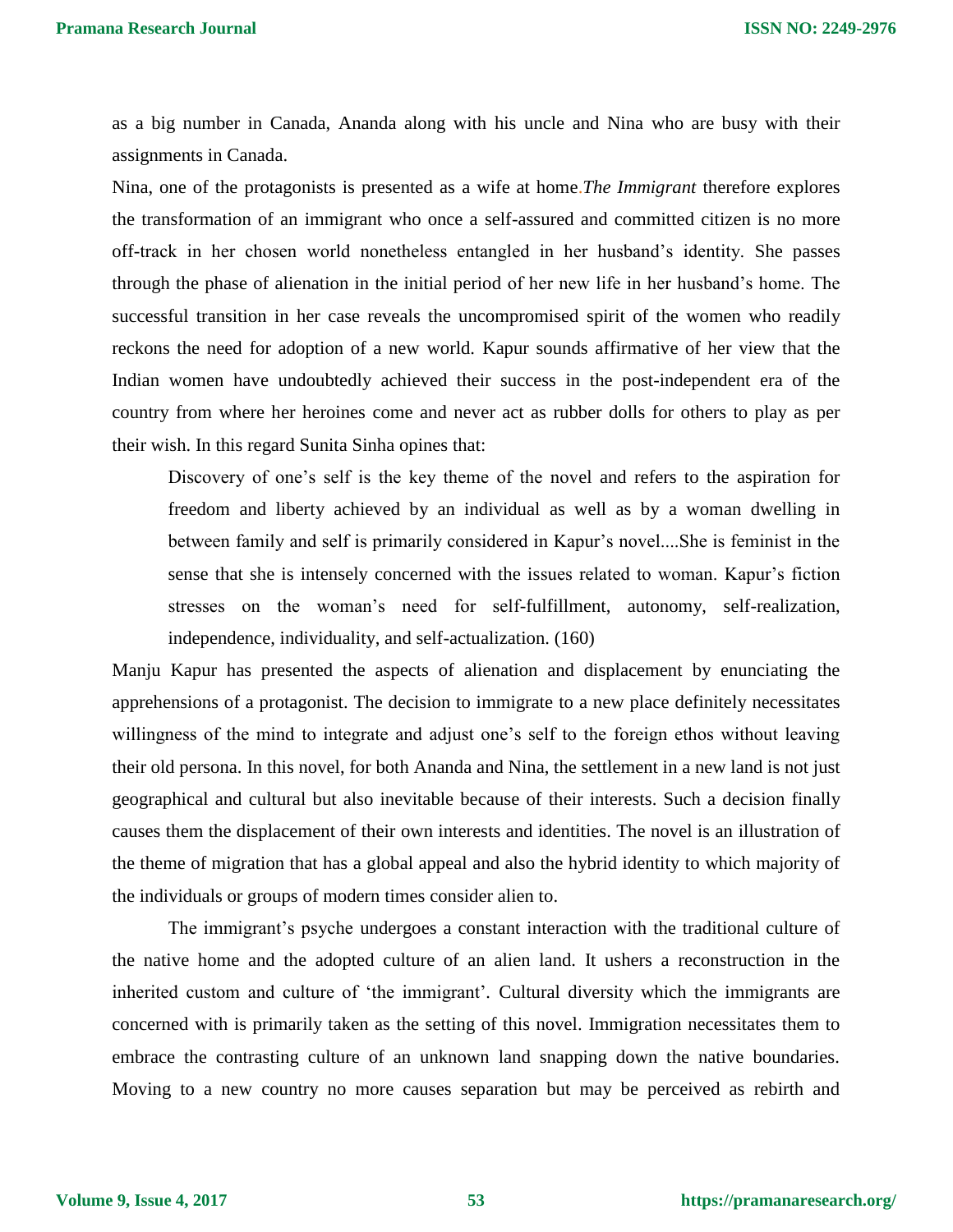as a big number in Canada, Ananda along with his uncle and Nina who are busy with their assignments in Canada.

Nina, one of the protagonists is presented as a wife at home.*The Immigrant* therefore explores the transformation of an immigrant who once a self-assured and committed citizen is no more off-track in her chosen world nonetheless entangled in her husband's identity. She passes through the phase of alienation in the initial period of her new life in her husband's home. The successful transition in her case reveals the uncompromised spirit of the women who readily reckons the need for adoption of a new world. Kapur sounds affirmative of her view that the Indian women have undoubtedly achieved their success in the post-independent era of the country from where her heroines come and never act as rubber dolls for others to play as per their wish. In this regard Sunita Sinha opines that:

> Discovery of one's self is the key theme of the novel and refers to the aspiration for freedom and liberty achieved by an individual as well as by a woman dwelling in between family and self is primarily considered in Kapur's novel....She is feminist in the sense that she is intensely concerned with the issues related to woman. Kapur's fiction stresses on the woman's need for self-fulfillment, autonomy, self-realization, independence, individuality, and self-actualization. (160)

Manju Kapur has presented the aspects of alienation and displacement by enunciating the apprehensions of a protagonist. The decision to immigrate to a new place definitely necessitates willingness of the mind to integrate and adjust one's self to the foreign ethos without leaving their old persona. In this novel, for both Ananda and Nina, the settlement in a new land is not just geographical and cultural but also inevitable because of their interests. Such a decision finally causes them the displacement of their own interests and identities. The novel is an illustration of the theme of migration that has a global appeal and also the hybrid identity to which majority of the individuals or groups of modern times consider alien to.

The immigrant's psyche undergoes a constant interaction with the traditional culture of the native home and the adopted culture of an alien land. It ushers a reconstruction in the inherited custom and culture of 'the immigrant'. Cultural diversity which the immigrants are concerned with is primarily taken as the setting of this novel. Immigration necessitates them to embrace the contrasting culture of an unknown land snapping down the native boundaries. Moving to a new country no more causes separation but may be perceived as rebirth and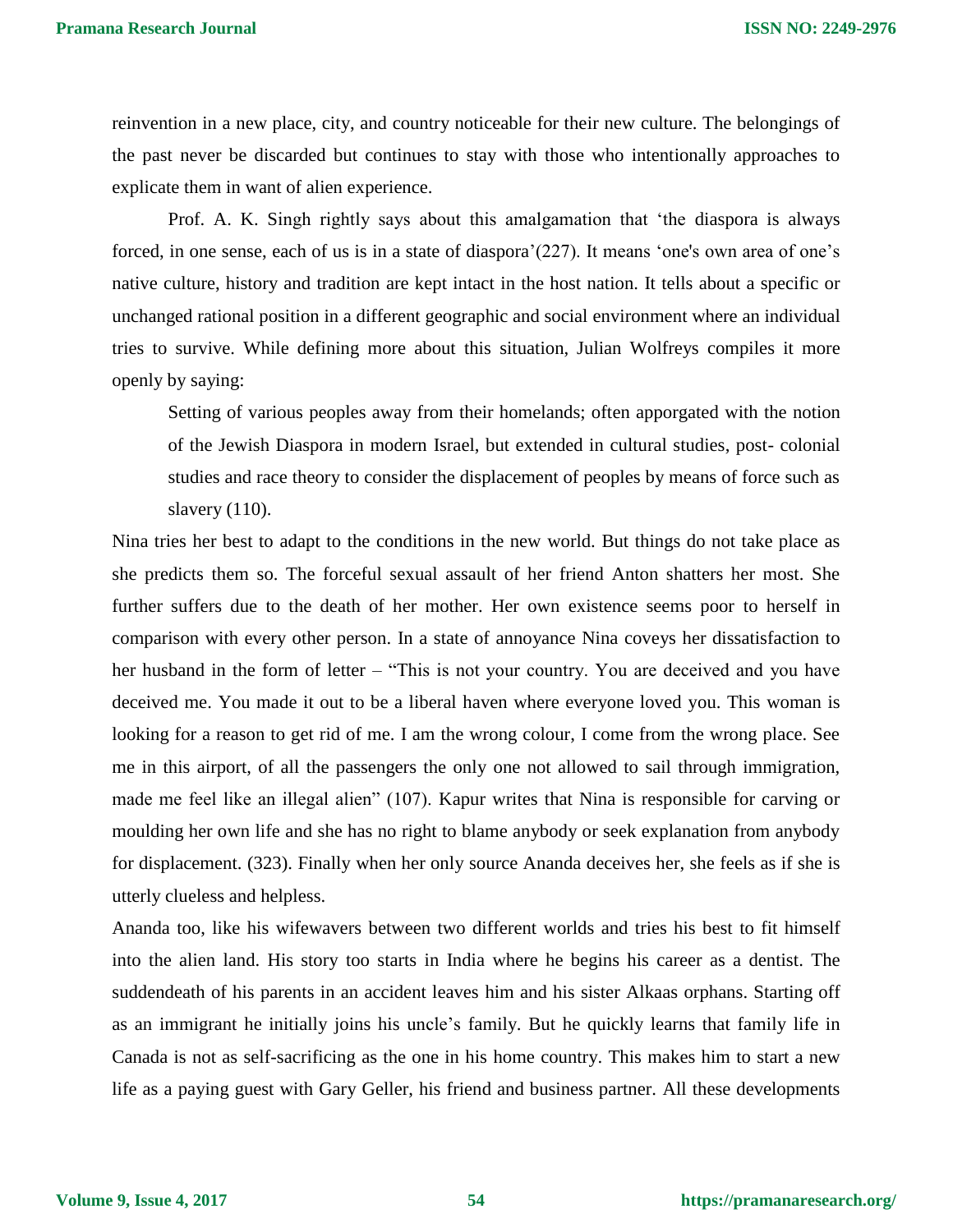reinvention in a new place, city, and country noticeable for their new culture. The belongings of the past never be discarded but continues to stay with those who intentionally approaches to explicate them in want of alien experience.

Prof. A. K. Singh rightly says about this amalgamation that 'the diaspora is always forced, in one sense, each of us is in a state of diaspora'(227). It means 'one's own area of one's native culture, history and tradition are kept intact in the host nation. It tells about a specific or unchanged rational position in a different geographic and social environment where an individual tries to survive. While defining more about this situation, Julian Wolfreys compiles it more openly by saying:

> Setting of various peoples away from their homelands; often apporgated with the notion of the Jewish Diaspora in modern Israel, but extended in cultural studies, post- colonial studies and race theory to consider the displacement of peoples by means of force such as slavery (110).

Nina tries her best to adapt to the conditions in the new world. But things do not take place as she predicts them so. The forceful sexual assault of her friend Anton shatters her most. She further suffers due to the death of her mother. Her own existence seems poor to herself in comparison with every other person. In a state of annoyance Nina coveys her dissatisfaction to her husband in the form of letter – "This is not your country. You are deceived and you have deceived me. You made it out to be a liberal haven where everyone loved you. This woman is looking for a reason to get rid of me. I am the wrong colour, I come from the wrong place. See me in this airport, of all the passengers the only one not allowed to sail through immigration, made me feel like an illegal alien" (107). Kapur writes that Nina is responsible for carving or moulding her own life and she has no right to blame anybody or seek explanation from anybody for displacement. (323). Finally when her only source Ananda deceives her, she feels as if she is utterly clueless and helpless.

Ananda too, like his wifewavers between two different worlds and tries his best to fit himself into the alien land. His story too starts in India where he begins his career as a dentist. The suddendeath of his parents in an accident leaves him and his sister Alkaas orphans. Starting off as an immigrant he initially joins his uncle's family. But he quickly learns that family life in Canada is not as self-sacrificing as the one in his home country. This makes him to start a new life as a paying guest with Gary Geller, his friend and business partner. All these developments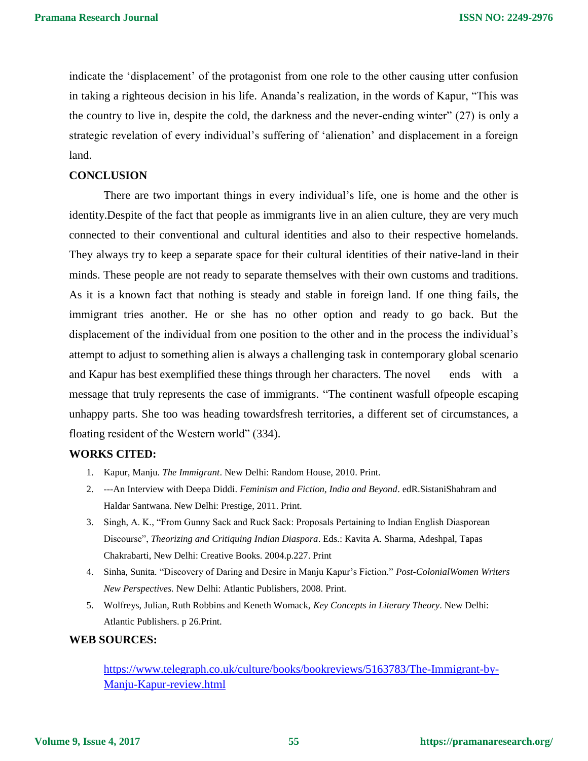indicate the 'displacement' of the protagonist from one role to the other causing utter confusion in taking a righteous decision in his life. Ananda's realization, in the words of Kapur, "This was the country to live in, despite the cold, the darkness and the never-ending winter" (27) is only a strategic revelation of every individual's suffering of 'alienation' and displacement in a foreign land.

## CONCLUSION

There are two important things in every individual's life, one is home and the other is identity.Despite of the fact that people as immigrants live in an alien culture, they are very much connected to their conventional and cultural identities and also to their respective homelands. They always try to keep a separate space for their cultural identities of their native-land in their minds. These people are not ready to separate themselves with their own customs and traditions. As it is a known fact that nothing is steady and stable in foreign land. If one thing fails, the immigrant tries another. He or she has no other option and ready to go back. But the displacement of the individual from one position to the other and in the process the individual's attempt to adjust to something alien is always a challenging task in contemporary global scenario and Kapur has best exemplified these things through her characters. The novel ends with a message that truly represents the case of immigrants. "The continent wasfull ofpeople escaping unhappy parts. She too was heading towardsfresh territories, a different set of circumstances, a floating resident of the Western world" (334).

## WORKS CITED:

1. Kapur, Manju. *The Immigrant*. New Delhi: Random House, 2010. Print.
2. ---An Interview with Deepa Diddi. *Feminism and Fiction, India and Beyond*. edR.SistaniShahram and Haldar Santwana. New Delhi: Prestige, 2011. Print.
3. Singh, A. K., "From Gunny Sack and Ruck Sack: Proposals Pertaining to Indian English Diasporean Discourse", *Theorizing and Critiquing Indian Diaspora*. Eds.: Kavita A. Sharma, Adeshpal, Tapas Chakrabarti, New Delhi: Creative Books. 2004.p.227. Print
4. Sinha, Sunita. "Discovery of Daring and Desire in Manju Kapur's Fiction." *Post-ColonialWomen Writers New Perspectives.* New Delhi: Atlantic Publishers, 2008. Print.
5. Wolfreys, Julian, Ruth Robbins and Keneth Womack, *Key Concepts in Literary Theory*. New Delhi: Atlantic Publishers. p 26.Print.

## WEB SOURCES:

https://www.telegraph.co.uk/culture/books/bookreviews/5163783/The-Immigrant-by-Manju-Kapur-review.html